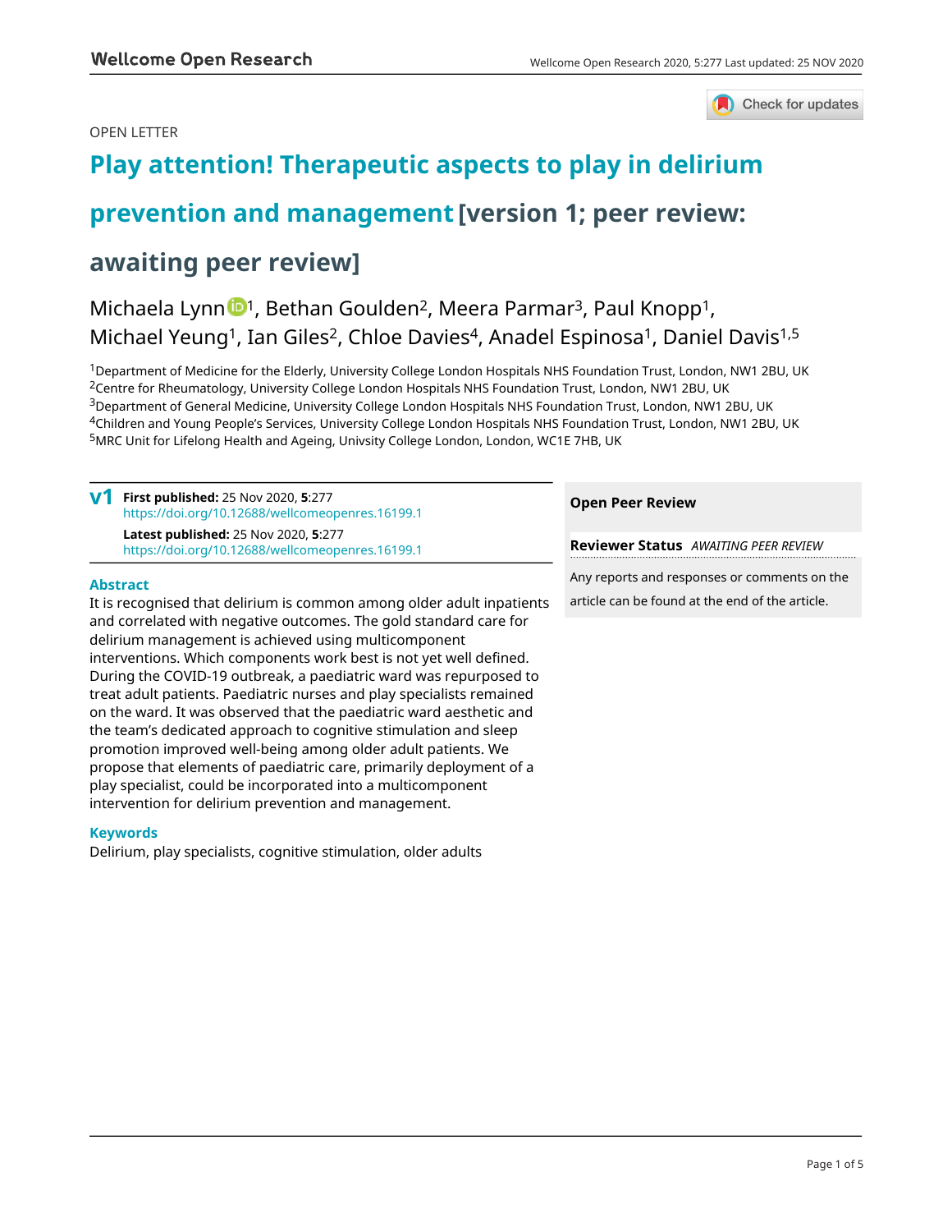OPEN LETTER

# Play attention! Therapeutic aspects to play in delirium prevention and management [version 1; peer review: awaiting peer review]

Michaela Lynn[1], Bethan Goulden[2], Meera Parmar[3], Paul Knopp[1], Michael Yeung[1], Ian Giles[2], Chloe Davies[4], Anadel Espinosa[1], Daniel Davis[1,5]

[1]Department of Medicine for the Elderly, University College London Hospitals NHS Foundation Trust, London, NW1 2BU, UK
[2]Centre for Rheumatology, University College London Hospitals NHS Foundation Trust, London, NW1 2BU, UK
[3]Department of General Medicine, University College London Hospitals NHS Foundation Trust, London, NW1 2BU, UK
[4]Children and Young People's Services, University College London Hospitals NHS Foundation Trust, London, NW1 2BU, UK
[5]MRC Unit for Lifelong Health and Ageing, Univsity College London, London, WC1E 7HB, UK

**v1** **First published:** 25 Nov 2020, **5**:277
https://doi.org/10.12688/wellcomeopenres.16199.1

**Latest published:** 25 Nov 2020, **5**:277
https://doi.org/10.12688/wellcomeopenres.16199.1

## Abstract

It is recognised that delirium is common among older adult inpatients and correlated with negative outcomes. The gold standard care for delirium management is achieved using multicomponent interventions. Which components work best is not yet well defined. During the COVID-19 outbreak, a paediatric ward was repurposed to treat adult patients. Paediatric nurses and play specialists remained on the ward. It was observed that the paediatric ward aesthetic and the team's dedicated approach to cognitive stimulation and sleep promotion improved well-being among older adult patients. We propose that elements of paediatric care, primarily deployment of a play specialist, could be incorporated into a multicomponent intervention for delirium prevention and management.

## Keywords

Delirium, play specialists, cognitive stimulation, older adults

**Open Peer Review**

**Reviewer Status** *AWAITING PEER REVIEW*

Any reports and responses or comments on the article can be found at the end of the article.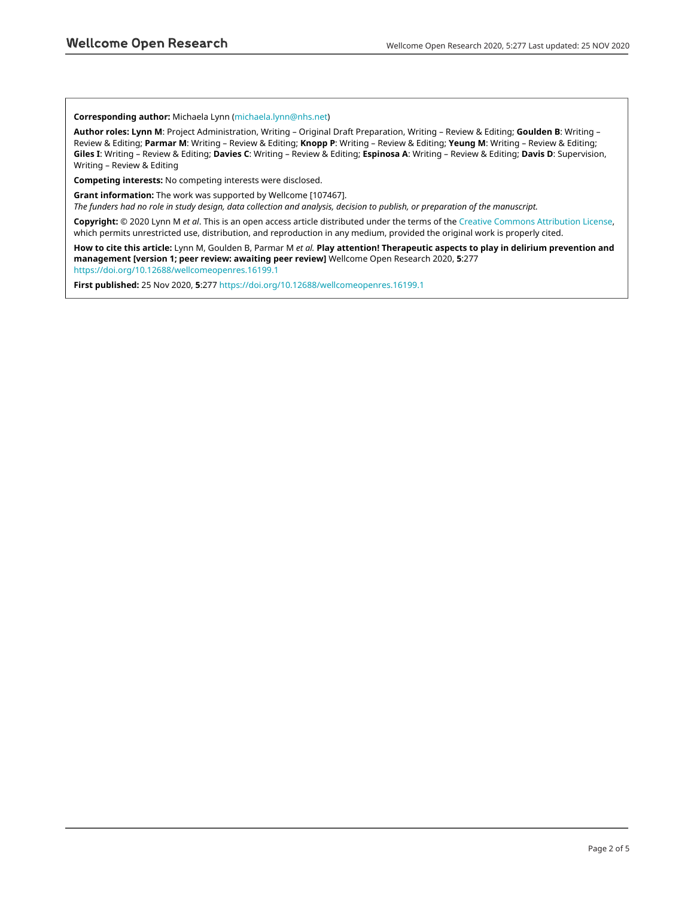**Corresponding author:** Michaela Lynn (michaela.lynn@nhs.net)

**Author roles: Lynn M**: Project Administration, Writing – Original Draft Preparation, Writing – Review & Editing; **Goulden B**: Writing – Review & Editing; **Parmar M**: Writing – Review & Editing; **Knopp P**: Writing – Review & Editing; **Yeung M**: Writing – Review & Editing; **Giles I**: Writing – Review & Editing; **Davies C**: Writing – Review & Editing; **Espinosa A**: Writing – Review & Editing; **Davis D**: Supervision, Writing – Review & Editing

**Competing interests:** No competing interests were disclosed.

**Grant information:** The work was supported by Wellcome [107467].
*The funders had no role in study design, data collection and analysis, decision to publish, or preparation of the manuscript.*

**Copyright:** © 2020 Lynn M *et al*. This is an open access article distributed under the terms of the Creative Commons Attribution License, which permits unrestricted use, distribution, and reproduction in any medium, provided the original work is properly cited.

**How to cite this article:** Lynn M, Goulden B, Parmar M *et al.* **Play attention! Therapeutic aspects to play in delirium prevention and management [version 1; peer review: awaiting peer review]** Wellcome Open Research 2020, **5**:277 https://doi.org/10.12688/wellcomeopenres.16199.1

**First published:** 25 Nov 2020, **5**:277 https://doi.org/10.12688/wellcomeopenres.16199.1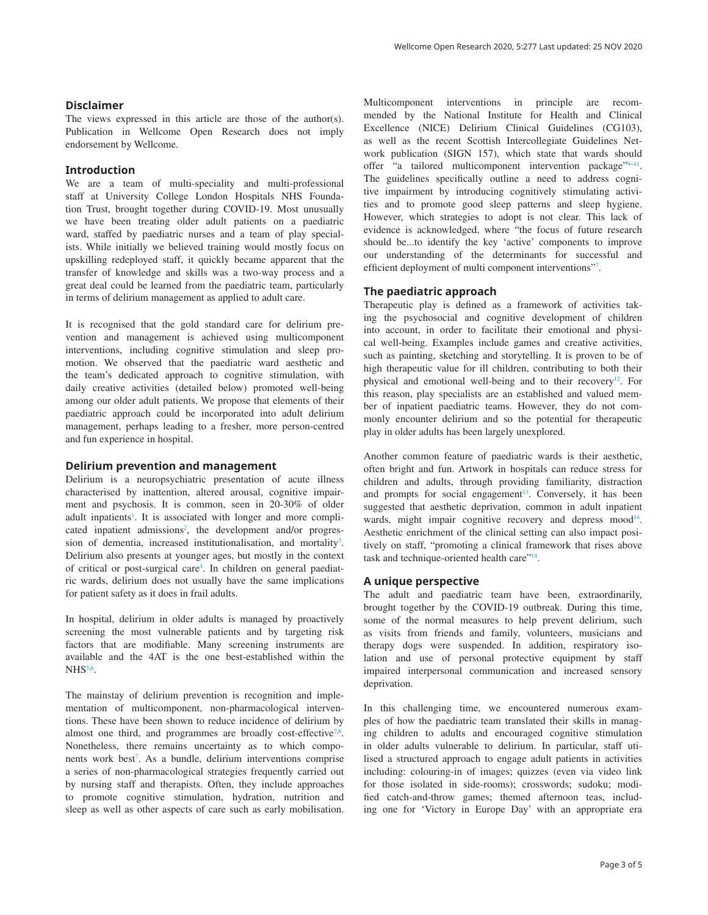## Disclaimer

The views expressed in this article are those of the author(s). Publication in Wellcome Open Research does not imply endorsement by Wellcome.

## Introduction

We are a team of multi-speciality and multi-professional staff at University College London Hospitals NHS Foundation Trust, brought together during COVID-19. Most unusually we have been treating older adult patients on a paediatric ward, staffed by paediatric nurses and a team of play specialists. While initially we believed training would mostly focus on upskilling redeployed staff, it quickly became apparent that the transfer of knowledge and skills was a two-way process and a great deal could be learned from the paediatric team, particularly in terms of delirium management as applied to adult care.

It is recognised that the gold standard care for delirium prevention and management is achieved using multicomponent interventions, including cognitive stimulation and sleep promotion. We observed that the paediatric ward aesthetic and the team's dedicated approach to cognitive stimulation, with daily creative activities (detailed below) promoted well-being among our older adult patients. We propose that elements of their paediatric approach could be incorporated into adult delirium management, perhaps leading to a fresher, more person-centred and fun experience in hospital.

## Delirium prevention and management

Delirium is a neuropsychiatric presentation of acute illness characterised by inattention, altered arousal, cognitive impairment and psychosis. It is common, seen in 20-30% of older adult inpatients[1]. It is associated with longer and more complicated inpatient admissions[2], the development and/or progression of dementia, increased institutionalisation, and mortality[3]. Delirium also presents at younger ages, but mostly in the context of critical or post-surgical care[4]. In children on general paediatric wards, delirium does not usually have the same implications for patient safety as it does in frail adults.

In hospital, delirium in older adults is managed by proactively screening the most vulnerable patients and by targeting risk factors that are modifiable. Many screening instruments are available and the 4AT is the one best-established within the NHS[5,6].

The mainstay of delirium prevention is recognition and implementation of multicomponent, non-pharmacological interventions. These have been shown to reduce incidence of delirium by almost one third, and programmes are broadly cost-effective[7,8]. Nonetheless, there remains uncertainty as to which components work best[7]. As a bundle, delirium interventions comprise a series of non-pharmacological strategies frequently carried out by nursing staff and therapists. Often, they include approaches to promote cognitive stimulation, hydration, nutrition and sleep as well as other aspects of care such as early mobilisation. Multicomponent interventions in principle are recommended by the National Institute for Health and Clinical Excellence (NICE) Delirium Clinical Guidelines (CG103), as well as the recent Scottish Intercollegiate Guidelines Network publication (SIGN 157), which state that wards should offer "a tailored multicomponent intervention package"[9–11]. The guidelines specifically outline a need to address cognitive impairment by introducing cognitively stimulating activities and to promote good sleep patterns and sleep hygiene. However, which strategies to adopt is not clear. This lack of evidence is acknowledged, where "the focus of future research should be...to identify the key 'active' components to improve our understanding of the determinants for successful and efficient deployment of multi component interventions"[7].

## The paediatric approach

Therapeutic play is defined as a framework of activities taking the psychosocial and cognitive development of children into account, in order to facilitate their emotional and physical well-being. Examples include games and creative activities, such as painting, sketching and storytelling. It is proven to be of high therapeutic value for ill children, contributing to both their physical and emotional well-being and to their recovery[12]. For this reason, play specialists are an established and valued member of inpatient paediatric teams. However, they do not commonly encounter delirium and so the potential for therapeutic play in older adults has been largely unexplored.

Another common feature of paediatric wards is their aesthetic, often bright and fun. Artwork in hospitals can reduce stress for children and adults, through providing familiarity, distraction and prompts for social engagement[13]. Conversely, it has been suggested that aesthetic deprivation, common in adult inpatient wards, might impair cognitive recovery and depress mood[14]. Aesthetic enrichment of the clinical setting can also impact positively on staff, "promoting a clinical framework that rises above task and technique-oriented health care"[14].

## A unique perspective

The adult and paediatric team have been, extraordinarily, brought together by the COVID-19 outbreak. During this time, some of the normal measures to help prevent delirium, such as visits from friends and family, volunteers, musicians and therapy dogs were suspended. In addition, respiratory isolation and use of personal protective equipment by staff impaired interpersonal communication and increased sensory deprivation.

In this challenging time, we encountered numerous examples of how the paediatric team translated their skills in managing children to adults and encouraged cognitive stimulation in older adults vulnerable to delirium. In particular, staff utilised a structured approach to engage adult patients in activities including: colouring-in of images; quizzes (even via video link for those isolated in side-rooms); crosswords; sudoku; modified catch-and-throw games; themed afternoon teas, including one for 'Victory in Europe Day' with an appropriate era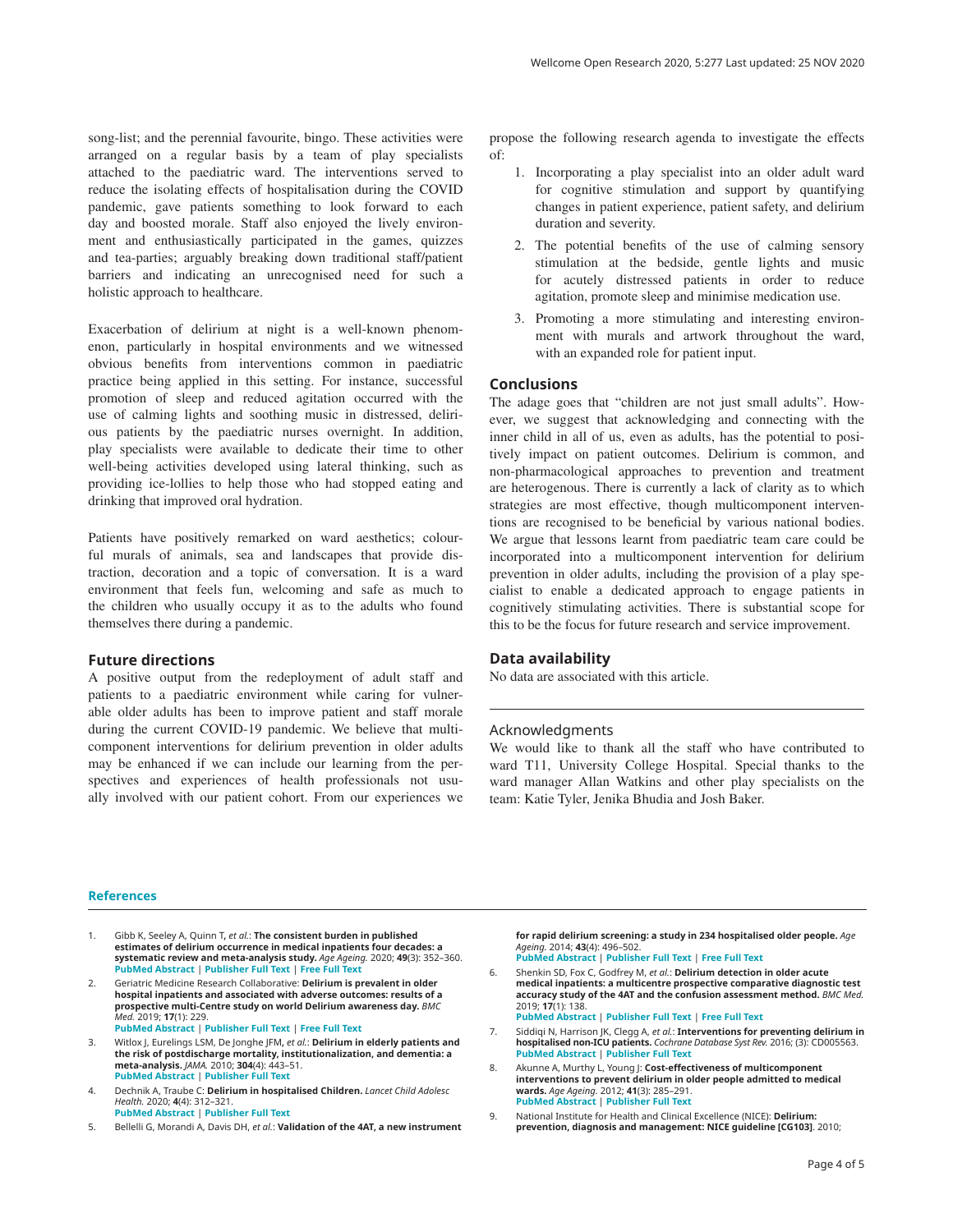song-list; and the perennial favourite, bingo. These activities were arranged on a regular basis by a team of play specialists attached to the paediatric ward. The interventions served to reduce the isolating effects of hospitalisation during the COVID pandemic, gave patients something to look forward to each day and boosted morale. Staff also enjoyed the lively environment and enthusiastically participated in the games, quizzes and tea-parties; arguably breaking down traditional staff/patient barriers and indicating an unrecognised need for such a holistic approach to healthcare.

Exacerbation of delirium at night is a well-known phenomenon, particularly in hospital environments and we witnessed obvious benefits from interventions common in paediatric practice being applied in this setting. For instance, successful promotion of sleep and reduced agitation occurred with the use of calming lights and soothing music in distressed, delirious patients by the paediatric nurses overnight. In addition, play specialists were available to dedicate their time to other well-being activities developed using lateral thinking, such as providing ice-lollies to help those who had stopped eating and drinking that improved oral hydration.

Patients have positively remarked on ward aesthetics; colourful murals of animals, sea and landscapes that provide distraction, decoration and a topic of conversation. It is a ward environment that feels fun, welcoming and safe as much to the children who usually occupy it as to the adults who found themselves there during a pandemic.

## Future directions

A positive output from the redeployment of adult staff and patients to a paediatric environment while caring for vulnerable older adults has been to improve patient and staff morale during the current COVID-19 pandemic. We believe that multicomponent interventions for delirium prevention in older adults may be enhanced if we can include our learning from the perspectives and experiences of health professionals not usually involved with our patient cohort. From our experiences we propose the following research agenda to investigate the effects of:

1. Incorporating a play specialist into an older adult ward for cognitive stimulation and support by quantifying changes in patient experience, patient safety, and delirium duration and severity.
2. The potential benefits of the use of calming sensory stimulation at the bedside, gentle lights and music for acutely distressed patients in order to reduce agitation, promote sleep and minimise medication use.
3. Promoting a more stimulating and interesting environment with murals and artwork throughout the ward, with an expanded role for patient input.

## Conclusions

The adage goes that "children are not just small adults". However, we suggest that acknowledging and connecting with the inner child in all of us, even as adults, has the potential to positively impact on patient outcomes. Delirium is common, and non-pharmacological approaches to prevention and treatment are heterogenous. There is currently a lack of clarity as to which strategies are most effective, though multicomponent interventions are recognised to be beneficial by various national bodies. We argue that lessons learnt from paediatric team care could be incorporated into a multicomponent intervention for delirium prevention in older adults, including the provision of a play specialist to enable a dedicated approach to engage patients in cognitively stimulating activities. There is substantial scope for this to be the focus for future research and service improvement.

## Data availability

No data are associated with this article.

## Acknowledgments

We would like to thank all the staff who have contributed to ward T11, University College Hospital. Special thanks to the ward manager Allan Watkins and other play specialists on the team: Katie Tyler, Jenika Bhudia and Josh Baker.

## References

1. Gibb K, Seeley A, Quinn T, *et al.*: **The consistent burden in published estimates of delirium occurrence in medical inpatients four decades: a systematic review and meta-analysis study.** *Age Ageing.* 2020; **49**(3): 352–360. PubMed Abstract | Publisher Full Text | Free Full Text
2. Geriatric Medicine Research Collaborative: **Delirium is prevalent in older hospital inpatients and associated with adverse outcomes: results of a prospective multi-Centre study on world Delirium awareness day.** *BMC Med.* 2019; **17**(1): 229. PubMed Abstract | Publisher Full Text | Free Full Text
3. Witlox J, Eurelings LSM, De Jonghe JFM, *et al.*: **Delirium in elderly patients and the risk of postdischarge mortality, institutionalization, and dementia: a meta-analysis.** *JAMA.* 2010; **304**(4): 443–51. PubMed Abstract | Publisher Full Text
4. Dechnik A, Traube C: **Delirium in hospitalised Children.** *Lancet Child Adolesc Health.* 2020; **4**(4): 312–321. PubMed Abstract | Publisher Full Text
5. Bellelli G, Morandi A, Davis DH, *et al.*: **Validation of the 4AT, a new instrument for rapid delirium screening: a study in 234 hospitalised older people.** *Age Ageing.* 2014; **43**(4): 496–502. PubMed Abstract | Publisher Full Text | Free Full Text
6. Shenkin SD, Fox C, Godfrey M, *et al.*: **Delirium detection in older acute medical inpatients: a multicentre prospective comparative diagnostic test accuracy study of the 4AT and the confusion assessment method.** *BMC Med.* 2019; **17**(1): 138. PubMed Abstract | Publisher Full Text | Free Full Text
7. Siddiqi N, Harrison JK, Clegg A, *et al.*: **Interventions for preventing delirium in hospitalised non-ICU patients.** *Cochrane Database Syst Rev.* 2016; (3): CD005563. PubMed Abstract | Publisher Full Text
8. Akunne A, Murthy L, Young J: **Cost-effectiveness of multicomponent interventions to prevent delirium in older people admitted to medical wards.** *Age Ageing.* 2012; **41**(3): 285–291. PubMed Abstract | Publisher Full Text
9. National Institute for Health and Clinical Excellence (NICE): **Delirium: prevention, diagnosis and management: NICE guideline [CG103]**. 2010;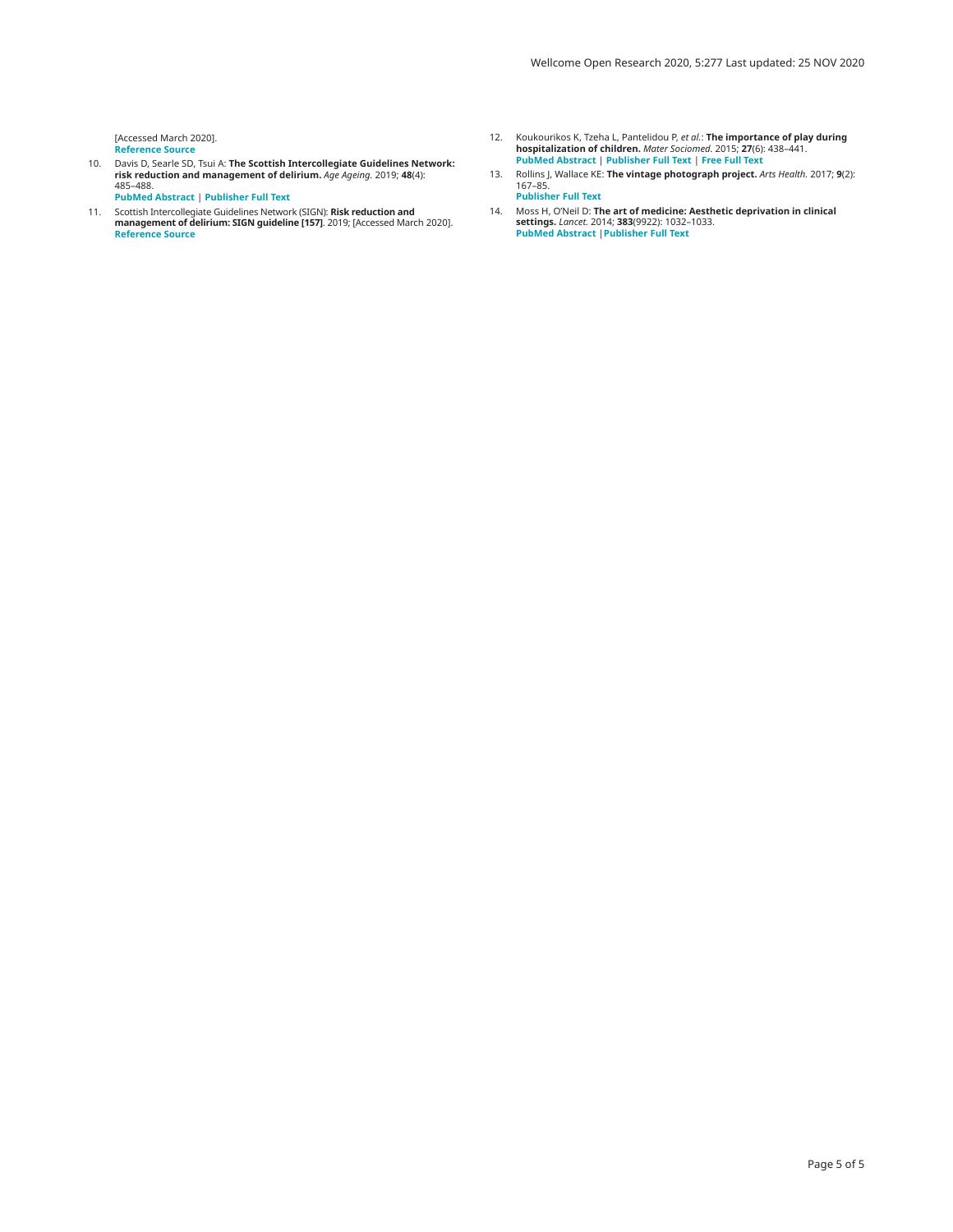[Accessed March 2020].
**Reference Source**

10. Davis D, Searle SD, Tsui A: **The Scottish Intercollegiate Guidelines Network: risk reduction and management of delirium.** *Age Ageing.* 2019; **48**(4): 485–488.
**PubMed Abstract** | **Publisher Full Text**

11. Scottish Intercollegiate Guidelines Network (SIGN): **Risk reduction and management of delirium: SIGN guideline [157]**. 2019; [Accessed March 2020].
**Reference Source**

12. Koukourikos K, Tzeha L, Pantelidou P, *et al.*: **The importance of play during hospitalization of children.** *Mater Sociomed.* 2015; **27**(6): 438–441.
**PubMed Abstract** | **Publisher Full Text** | **Free Full Text**

13. Rollins J, Wallace KE: **The vintage photograph project.** *Arts Health.* 2017; **9**(2): 167–85.
**Publisher Full Text**

14. Moss H, O'Neil D: **The art of medicine: Aesthetic deprivation in clinical settings.** *Lancet.* 2014; **383**(9922): 1032–1033.
**PubMed Abstract** | **Publisher Full Text**